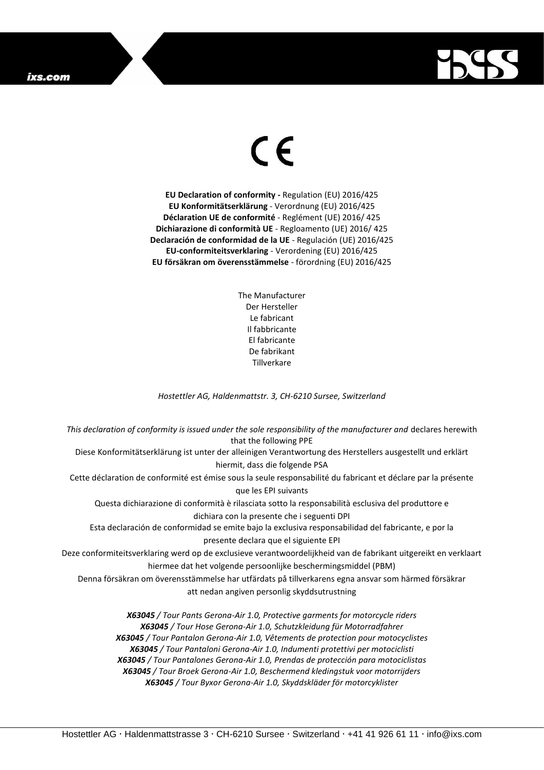CE

**EU Declaration of conformity -** Regulation (EU) 2016/425
**EU Konformitätserklärung** - Verordnung (EU) 2016/425
**Déclaration UE de conformité** - Reglément (UE) 2016/ 425
**Dichiarazione di conformità UE** - Regloamento (UE) 2016/ 425
**Declaración de conformidad de la UE** - Regulación (UE) 2016/425
**EU-conformiteitsverklaring** - Verordening (EU) 2016/425
**EU försäkran om överensstämmelse** - förordning (EU) 2016/425

The Manufacturer
Der Hersteller
Le fabricant
Il fabbricante
El fabricante
De fabrikant
Tillverkare

*Hostettler AG, Haldenmattstr. 3, CH-6210 Sursee, Switzerland*

*This declaration of conformity is issued under the sole responsibility of the manufacturer and* declares herewith that the following PPE

Diese Konformitätserklärung ist unter der alleinigen Verantwortung des Herstellers ausgestellt und erklärt hiermit, dass die folgende PSA

Cette déclaration de conformité est émise sous la seule responsabilité du fabricant et déclare par la présente que les EPI suivants

Questa dichiarazione di conformità è rilasciata sotto la responsabilità esclusiva del produttore e dichiara con la presente che i seguenti DPI

Esta declaración de conformidad se emite bajo la exclusiva responsabilidad del fabricante, e por la presente declara que el siguiente EPI

Deze conformiteitsverklaring werd op de exclusieve verantwoordelijkheid van de fabrikant uitgereikt en verklaart hiermee dat het volgende persoonlijke beschermingsmiddel (PBM)

Denna försäkran om överensstämmelse har utfärdats på tillverkarens egna ansvar som härmed försäkrar att nedan angiven personlig skyddsutrustning

***X63045*** */ Tour Pants Gerona-Air 1.0, Protective garments for motorcycle riders*
***X63045*** */ Tour Hose Gerona-Air 1.0, Schutzkleidung für Motorradfahrer*
***X63045*** */ Tour Pantalon Gerona-Air 1.0, Vêtements de protection pour motocyclistes*
***X63045*** */ Tour Pantaloni Gerona-Air 1.0, Indumenti protettivi per motociclisti*
***X63045*** */ Tour Pantalones Gerona-Air 1.0, Prendas de protección para motociclistas*
***X63045*** */ Tour Broek Gerona-Air 1.0, Beschermend kledingstuk voor motorrijders*
***X63045*** */ Tour Byxor Gerona-Air 1.0, Skyddskläder för motorcyklister*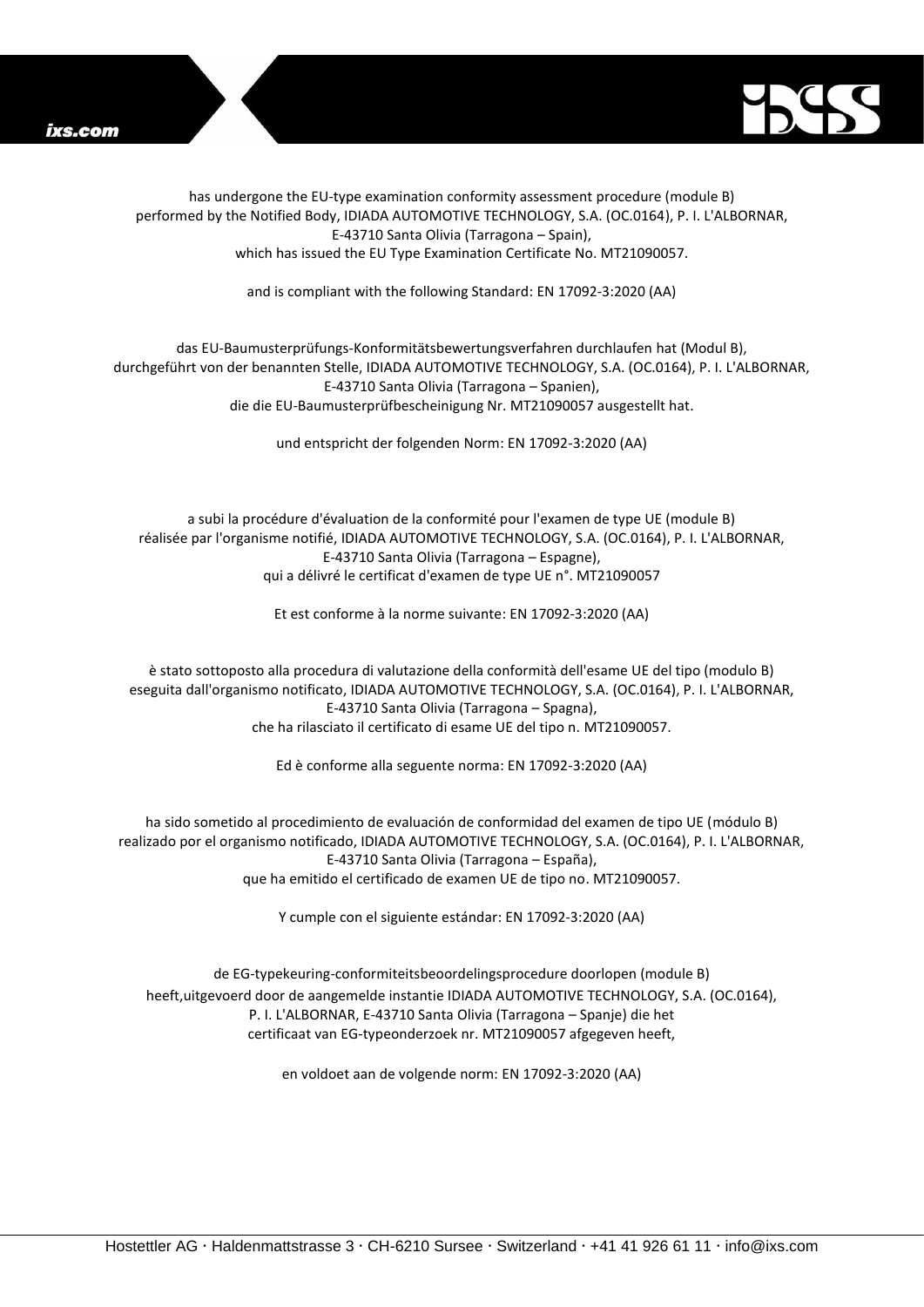has undergone the EU-type examination conformity assessment procedure (module B)
performed by the Notified Body, IDIADA AUTOMOTIVE TECHNOLOGY, S.A. (OC.0164), P. I. L'ALBORNAR,
E-43710 Santa Olivia (Tarragona – Spain),
which has issued the EU Type Examination Certificate No. MT21090057.

and is compliant with the following Standard: EN 17092-3:2020 (AA)

das EU-Baumusterprüfungs-Konformitätsbewertungsverfahren durchlaufen hat (Modul B),
durchgeführt von der benannten Stelle, IDIADA AUTOMOTIVE TECHNOLOGY, S.A. (OC.0164), P. I. L'ALBORNAR,
E-43710 Santa Olivia (Tarragona – Spanien),
die die EU-Baumusterprüfbescheinigung Nr. MT21090057 ausgestellt hat.

und entspricht der folgenden Norm: EN 17092-3:2020 (AA)

a subi la procédure d'évaluation de la conformité pour l'examen de type UE (module B)
réalisée par l'organisme notifié, IDIADA AUTOMOTIVE TECHNOLOGY, S.A. (OC.0164), P. I. L'ALBORNAR,
E-43710 Santa Olivia (Tarragona – Espagne),
qui a délivré le certificat d'examen de type UE n°. MT21090057

Et est conforme à la norme suivante: EN 17092-3:2020 (AA)

è stato sottoposto alla procedura di valutazione della conformità dell'esame UE del tipo (modulo B)
eseguita dall'organismo notificato, IDIADA AUTOMOTIVE TECHNOLOGY, S.A. (OC.0164), P. I. L'ALBORNAR,
E-43710 Santa Olivia (Tarragona – Spagna),
che ha rilasciato il certificato di esame UE del tipo n. MT21090057.

Ed è conforme alla seguente norma: EN 17092-3:2020 (AA)

ha sido sometido al procedimiento de evaluación de conformidad del examen de tipo UE (módulo B)
realizado por el organismo notificado, IDIADA AUTOMOTIVE TECHNOLOGY, S.A. (OC.0164), P. I. L'ALBORNAR,
E-43710 Santa Olivia (Tarragona – España),
que ha emitido el certificado de examen UE de tipo no. MT21090057.

Y cumple con el siguiente estándar: EN 17092-3:2020 (AA)

de EG-typekeuring-conformiteitsbeoordelingsprocedure doorlopen (module B)
heeft,uitgevoerd door de aangemelde instantie IDIADA AUTOMOTIVE TECHNOLOGY, S.A. (OC.0164),
P. I. L'ALBORNAR, E-43710 Santa Olivia (Tarragona – Spanje) die het
certificaat van EG-typeonderzoek nr. MT21090057 afgegeven heeft,

en voldoet aan de volgende norm: EN 17092-3:2020 (AA)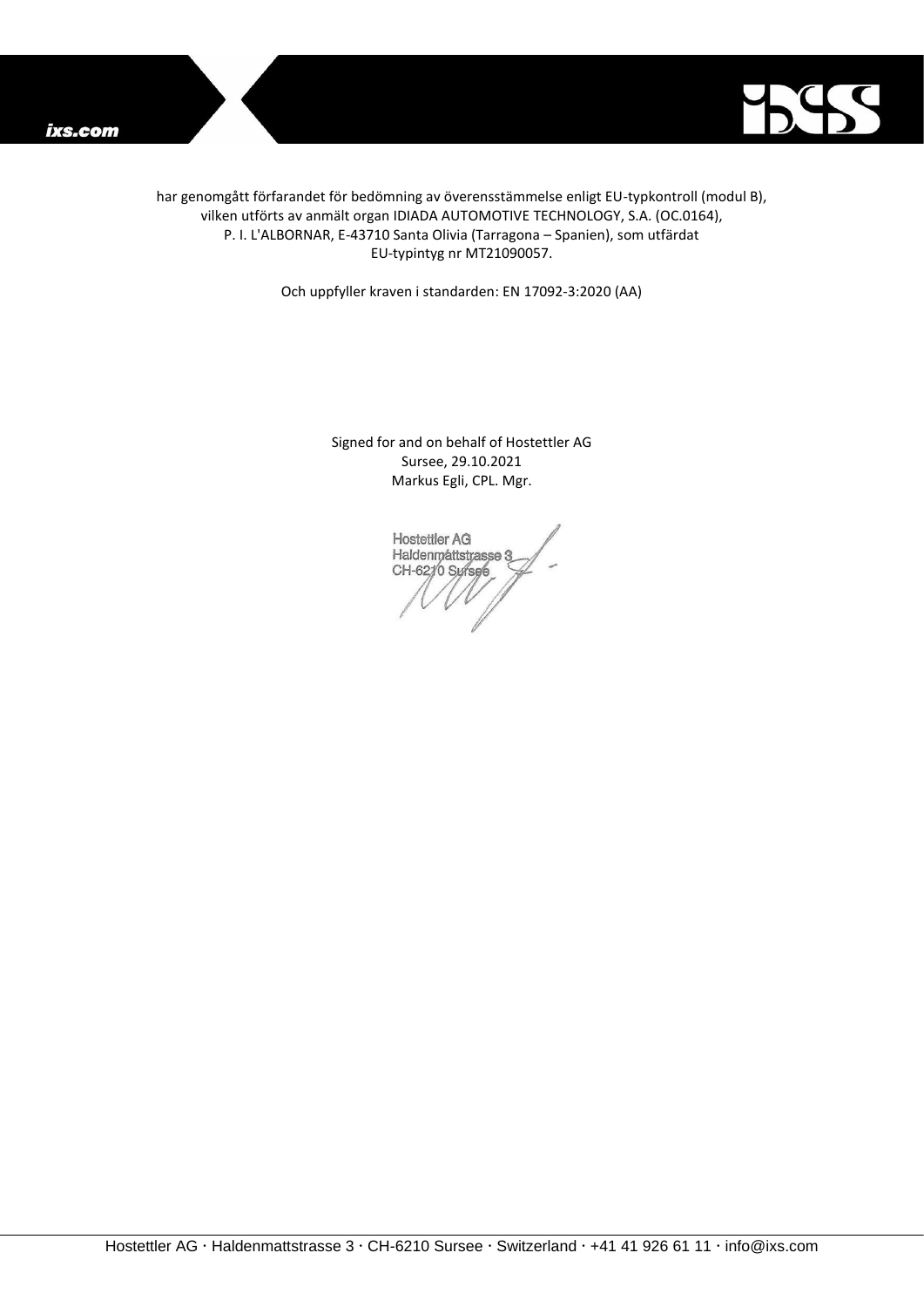har genomgått förfarandet för bedömning av överensstämmelse enligt EU-typkontroll (modul B), vilken utförts av anmält organ IDIADA AUTOMOTIVE TECHNOLOGY, S.A. (OC.0164), P. I. L'ALBORNAR, E-43710 Santa Olivia (Tarragona – Spanien), som utfärdat EU-typintyg nr MT21090057.

Och uppfyller kraven i standarden: EN 17092-3:2020 (AA)

Signed for and on behalf of Hostettler AG
Sursee, 29.10.2021
Markus Egli, CPL. Mgr.

Hostettler AG
Haldenmattstrasse 3
CH-6210 Sursee